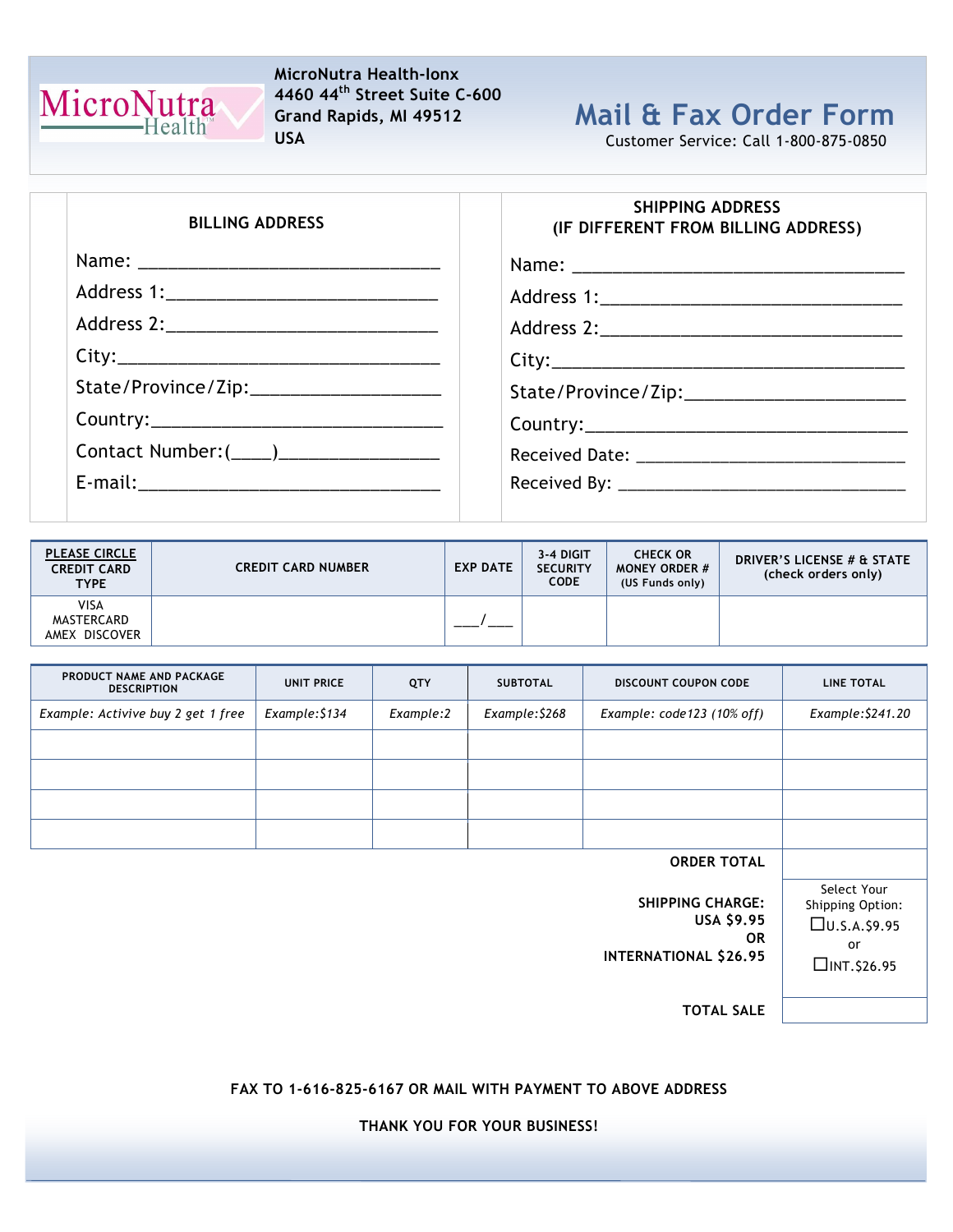MicroNutra Health

**MicroNutra Health-Ionx**
**4460 44th Street Suite C-600**
**Grand Rapids, MI 49512**
**USA**

# Mail & Fax Order Form

Customer Service: Call 1-800-875-0850

**BILLING ADDRESS**

Name: ______________________________

Address 1: ___________________________

Address 2: ___________________________

City: _______________________________

State/Province/Zip: ____________________

Country: ____________________________

Contact Number: (____)________________

E-mail: ______________________________

**SHIPPING ADDRESS (IF DIFFERENT FROM BILLING ADDRESS)**

Name: ______________________________

Address 1: ___________________________

Address 2: ___________________________

City: _______________________________

State/Province/Zip: ____________________

Country: ____________________________

Received Date: _______________________

Received By: _________________________

| PLEASE CIRCLE CREDIT CARD TYPE | CREDIT CARD NUMBER | EXP DATE | 3-4 DIGIT SECURITY CODE | CHECK OR MONEY ORDER # (US Funds only) | DRIVER'S LICENSE # & STATE (check orders only) |
|---|---|---|---|---|---|
| VISA MASTERCARD AMEX DISCOVER | | ___/___ | | | |

| PRODUCT NAME AND PACKAGE DESCRIPTION | UNIT PRICE | QTY | SUBTOTAL | DISCOUNT COUPON CODE | LINE TOTAL |
|---|---|---|---|---|---|
| *Example: Activive buy 2 get 1 free* | *Example:$134* | *Example:2* | *Example:$268* | *Example: code123 (10% off)* | *Example:$241.20* |
| | | | | | |
| | | | | | |
| | | | | | |
| | | | | | |
| | | | | **ORDER TOTAL** | |
| | | | | **SHIPPING CHARGE: USA $9.95 OR INTERNATIONAL $26.95** | Select Your Shipping Option: ☐U.S.A.$9.95 or ☐INT.$26.95 |
| | | | | **TOTAL SALE** | |

**FAX TO 1-616-825-6167 OR MAIL WITH PAYMENT TO ABOVE ADDRESS**

**THANK YOU FOR YOUR BUSINESS!**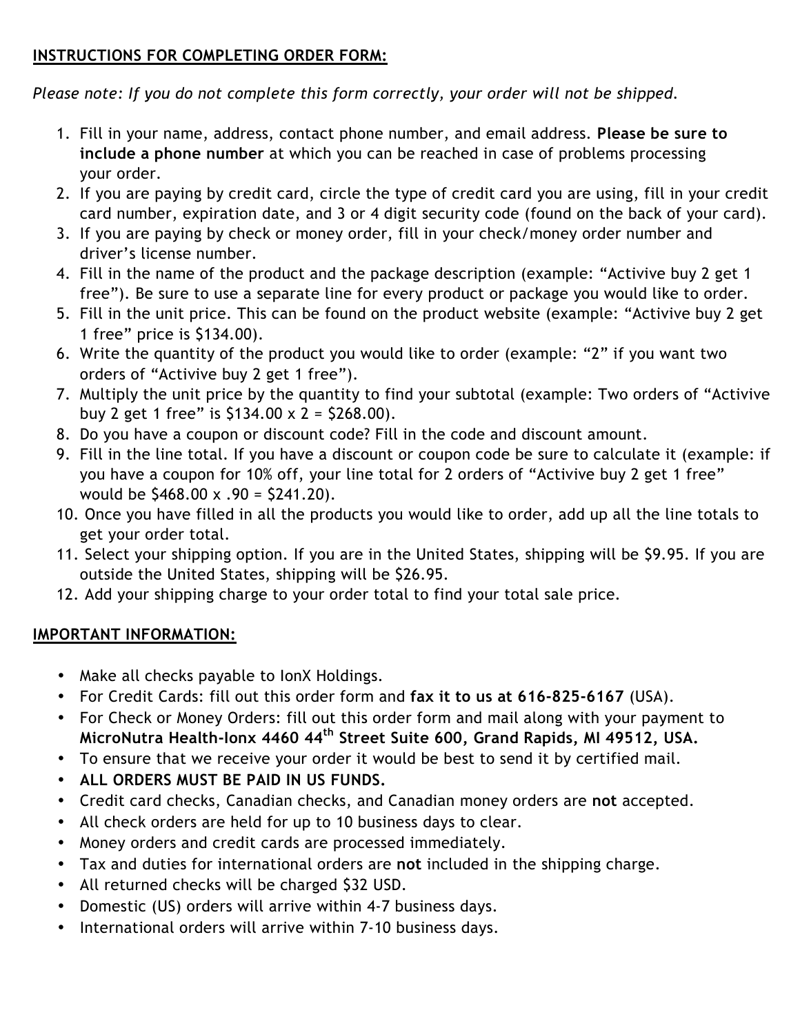**INSTRUCTIONS FOR COMPLETING ORDER FORM:**

*Please note: If you do not complete this form correctly, your order will not be shipped.*

1. Fill in your name, address, contact phone number, and email address. **Please be sure to include a phone number** at which you can be reached in case of problems processing your order.
2. If you are paying by credit card, circle the type of credit card you are using, fill in your credit card number, expiration date, and 3 or 4 digit security code (found on the back of your card).
3. If you are paying by check or money order, fill in your check/money order number and driver's license number.
4. Fill in the name of the product and the package description (example: "Activive buy 2 get 1 free"). Be sure to use a separate line for every product or package you would like to order.
5. Fill in the unit price. This can be found on the product website (example: "Activive buy 2 get 1 free" price is $134.00).
6. Write the quantity of the product you would like to order (example: "2" if you want two orders of "Activive buy 2 get 1 free").
7. Multiply the unit price by the quantity to find your subtotal (example: Two orders of "Activive buy 2 get 1 free" is $134.00 x 2 = $268.00).
8. Do you have a coupon or discount code? Fill in the code and discount amount.
9. Fill in the line total. If you have a discount or coupon code be sure to calculate it (example: if you have a coupon for 10% off, your line total for 2 orders of "Activive buy 2 get 1 free" would be $468.00 x .90 = $241.20).
10. Once you have filled in all the products you would like to order, add up all the line totals to get your order total.
11. Select your shipping option. If you are in the United States, shipping will be $9.95. If you are outside the United States, shipping will be $26.95.
12. Add your shipping charge to your order total to find your total sale price.

**IMPORTANT INFORMATION:**

- Make all checks payable to IonX Holdings.
- For Credit Cards: fill out this order form and **fax it to us at 616-825-6167** (USA).
- For Check or Money Orders: fill out this order form and mail along with your payment to **MicroNutra Health-Ionx 4460 44th Street Suite 600, Grand Rapids, MI 49512, USA.**
- To ensure that we receive your order it would be best to send it by certified mail.
- **ALL ORDERS MUST BE PAID IN US FUNDS.**
- Credit card checks, Canadian checks, and Canadian money orders are **not** accepted.
- All check orders are held for up to 10 business days to clear.
- Money orders and credit cards are processed immediately.
- Tax and duties for international orders are **not** included in the shipping charge.
- All returned checks will be charged $32 USD.
- Domestic (US) orders will arrive within 4-7 business days.
- International orders will arrive within 7-10 business days.